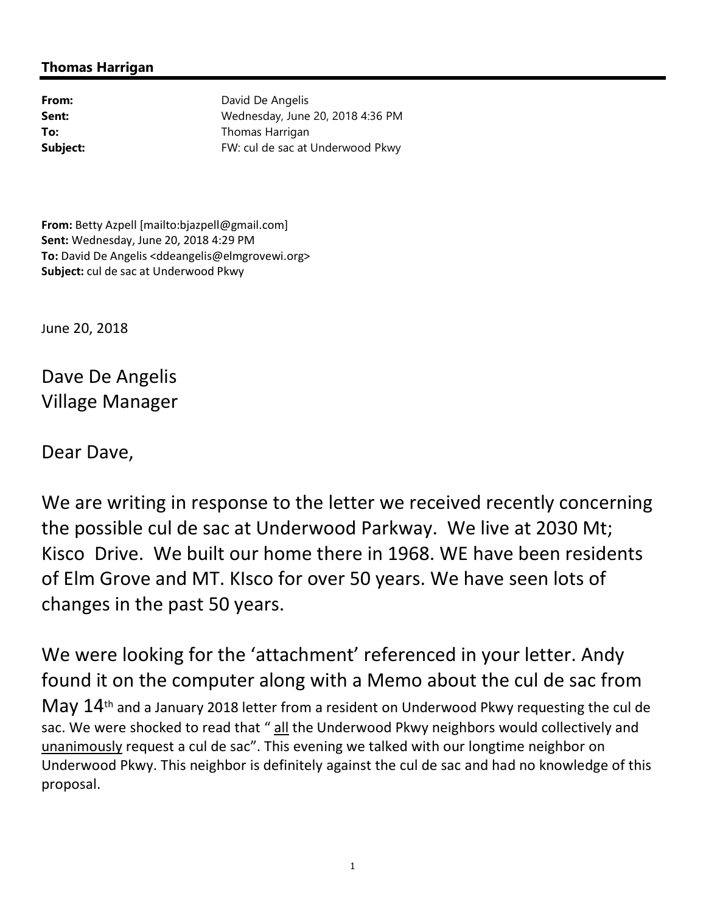**Thomas Harrigan**

---

**From:** David De Angelis
**Sent:** Wednesday, June 20, 2018 4:36 PM
**To:** Thomas Harrigan
**Subject:** FW: cul de sac at Underwood Pkwy

**From:** Betty Azpell [mailto:bjazpell@gmail.com]
**Sent:** Wednesday, June 20, 2018 4:29 PM
**To:** David De Angelis <ddeangelis@elmgrovewi.org>
**Subject:** cul de sac at Underwood Pkwy

June 20, 2018

Dave De Angelis
Village Manager

Dear Dave,

We are writing in response to the letter we received recently concerning the possible cul de sac at Underwood Parkway. We live at 2030 Mt; Kisco Drive. We built our home there in 1968. WE have been residents of Elm Grove and MT. KIsco for over 50 years. We have seen lots of changes in the past 50 years.

We were looking for the 'attachment' referenced in your letter. Andy found it on the computer along with a Memo about the cul de sac from May 14th and a January 2018 letter from a resident on Underwood Pkwy requesting the cul de sac. We were shocked to read that " all the Underwood Pkwy neighbors would collectively and unanimously request a cul de sac". This evening we talked with our longtime neighbor on Underwood Pkwy. This neighbor is definitely against the cul de sac and had no knowledge of this proposal.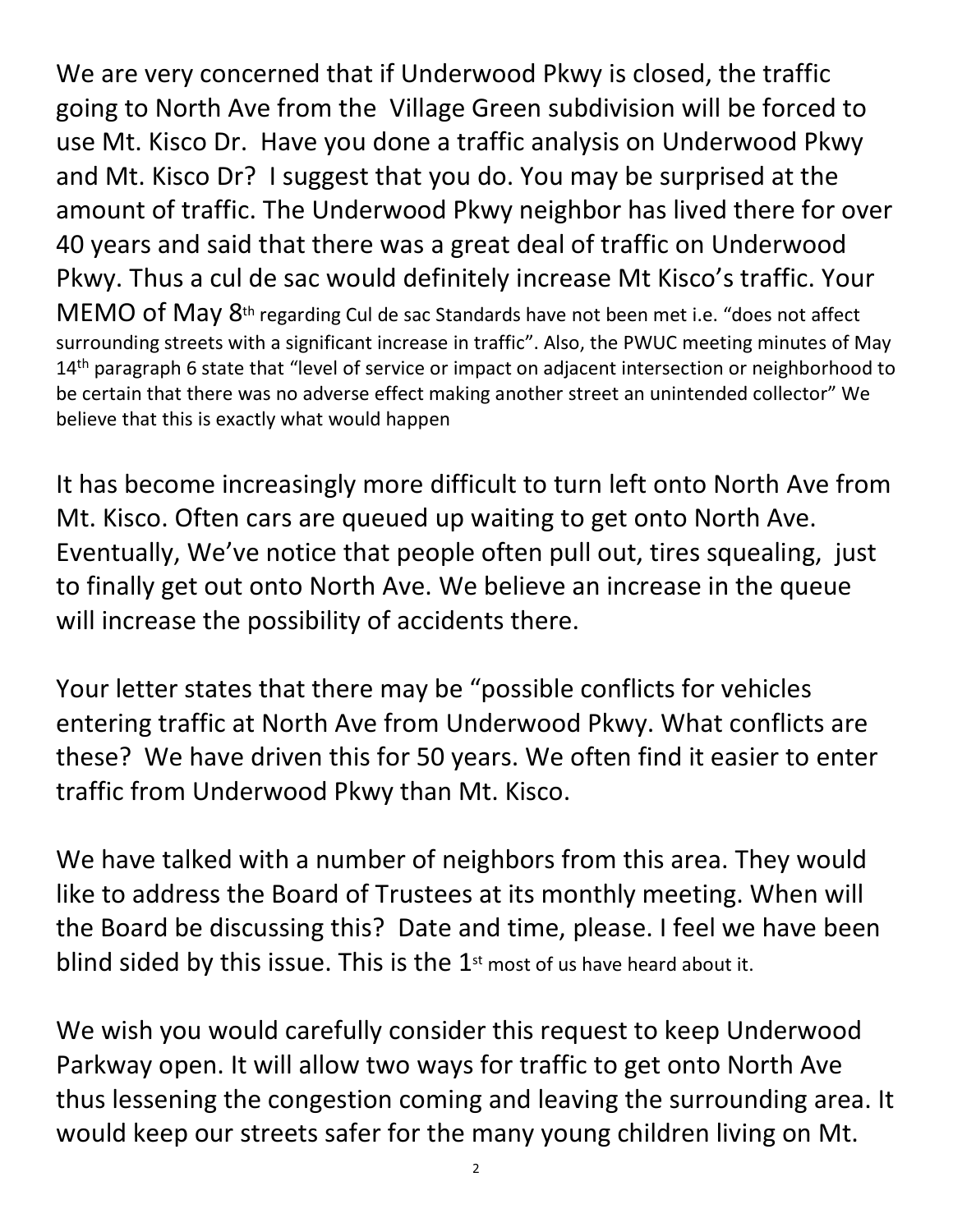We are very concerned that if Underwood Pkwy is closed, the traffic going to North Ave from the Village Green subdivision will be forced to use Mt. Kisco Dr. Have you done a traffic analysis on Underwood Pkwy and Mt. Kisco Dr? I suggest that you do. You may be surprised at the amount of traffic. The Underwood Pkwy neighbor has lived there for over 40 years and said that there was a great deal of traffic on Underwood Pkwy. Thus a cul de sac would definitely increase Mt Kisco's traffic. Your MEMO of May 8th regarding Cul de sac Standards have not been met i.e. "does not affect surrounding streets with a significant increase in traffic". Also, the PWUC meeting minutes of May 14th paragraph 6 state that "level of service or impact on adjacent intersection or neighborhood to be certain that there was no adverse effect making another street an unintended collector" We believe that this is exactly what would happen

It has become increasingly more difficult to turn left onto North Ave from Mt. Kisco. Often cars are queued up waiting to get onto North Ave. Eventually, We've notice that people often pull out, tires squealing, just to finally get out onto North Ave. We believe an increase in the queue will increase the possibility of accidents there.

Your letter states that there may be "possible conflicts for vehicles entering traffic at North Ave from Underwood Pkwy. What conflicts are these? We have driven this for 50 years. We often find it easier to enter traffic from Underwood Pkwy than Mt. Kisco.

We have talked with a number of neighbors from this area. They would like to address the Board of Trustees at its monthly meeting. When will the Board be discussing this? Date and time, please. I feel we have been blind sided by this issue. This is the 1st most of us have heard about it.

We wish you would carefully consider this request to keep Underwood Parkway open. It will allow two ways for traffic to get onto North Ave thus lessening the congestion coming and leaving the surrounding area. It would keep our streets safer for the many young children living on Mt.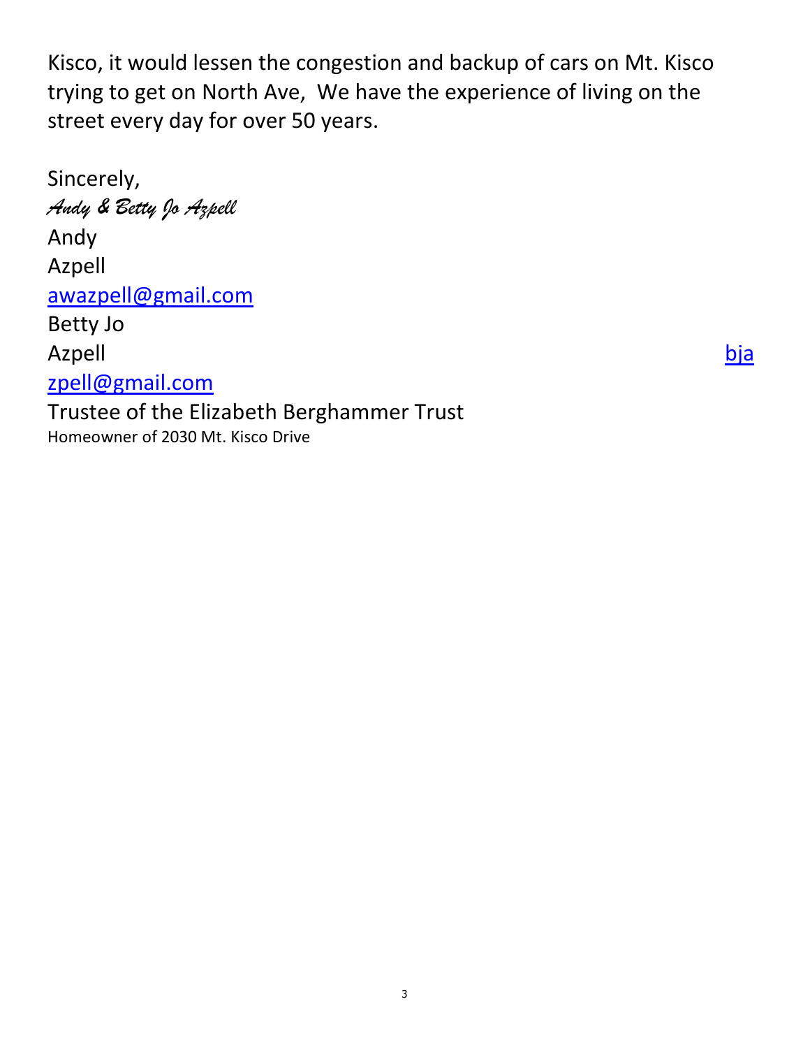Kisco, it would lessen the congestion and backup of cars on Mt. Kisco trying to get on North Ave,  We have the experience of living on the street every day for over 50 years.

Sincerely,

*Andy & Betty Jo Azpell*

Andy
Azpell
awazpell@gmail.com
Betty Jo
Azpell bja
zpell@gmail.com
Trustee of the Elizabeth Berghammer Trust
Homeowner of 2030 Mt. Kisco Drive